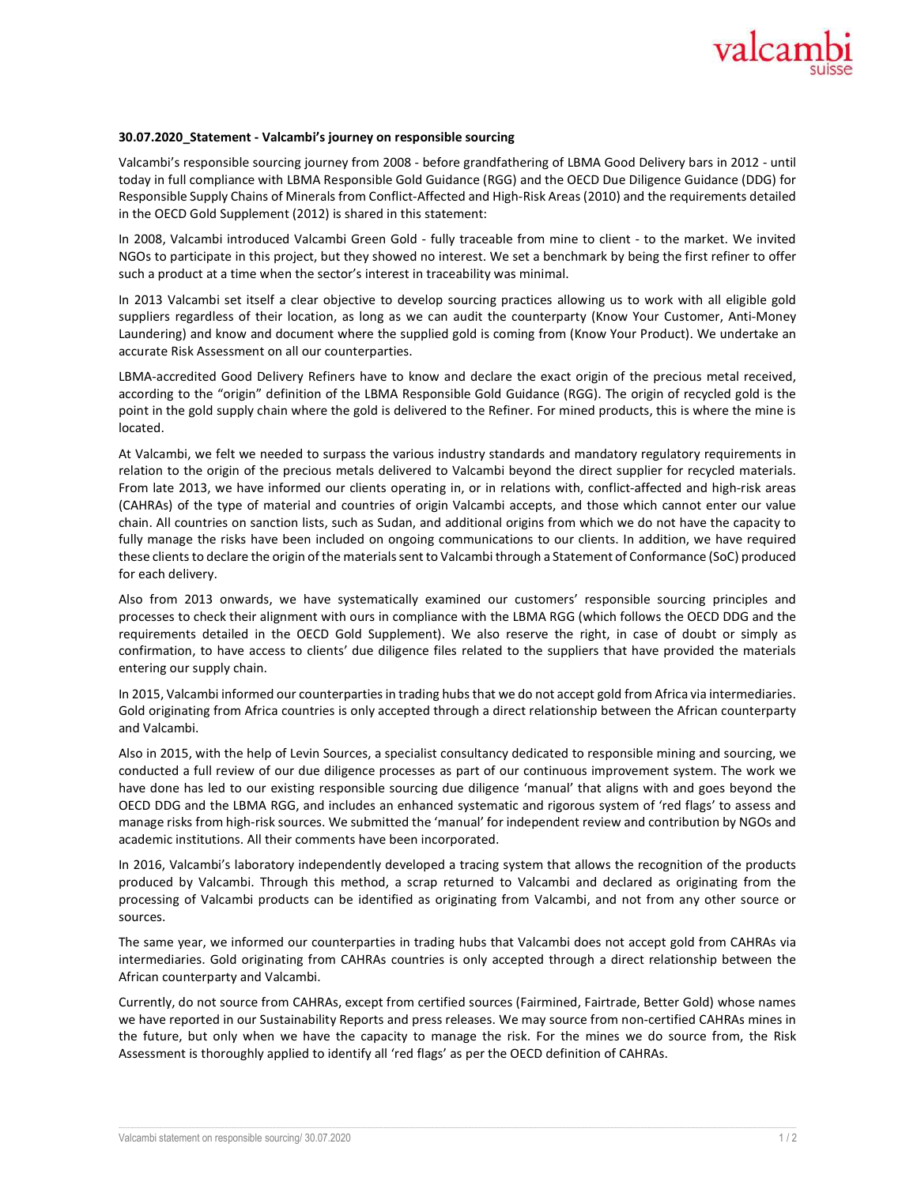**30.07.2020_Statement - Valcambi's journey on responsible sourcing**

Valcambi's responsible sourcing journey from 2008 - before grandfathering of LBMA Good Delivery bars in 2012 - until today in full compliance with LBMA Responsible Gold Guidance (RGG) and the OECD Due Diligence Guidance (DDG) for Responsible Supply Chains of Minerals from Conflict-Affected and High-Risk Areas (2010) and the requirements detailed in the OECD Gold Supplement (2012) is shared in this statement:

In 2008, Valcambi introduced Valcambi Green Gold - fully traceable from mine to client - to the market. We invited NGOs to participate in this project, but they showed no interest. We set a benchmark by being the first refiner to offer such a product at a time when the sector's interest in traceability was minimal.

In 2013 Valcambi set itself a clear objective to develop sourcing practices allowing us to work with all eligible gold suppliers regardless of their location, as long as we can audit the counterparty (Know Your Customer, Anti-Money Laundering) and know and document where the supplied gold is coming from (Know Your Product). We undertake an accurate Risk Assessment on all our counterparties.

LBMA-accredited Good Delivery Refiners have to know and declare the exact origin of the precious metal received, according to the "origin" definition of the LBMA Responsible Gold Guidance (RGG). The origin of recycled gold is the point in the gold supply chain where the gold is delivered to the Refiner. For mined products, this is where the mine is located.

At Valcambi, we felt we needed to surpass the various industry standards and mandatory regulatory requirements in relation to the origin of the precious metals delivered to Valcambi beyond the direct supplier for recycled materials. From late 2013, we have informed our clients operating in, or in relations with, conflict-affected and high-risk areas (CAHRAs) of the type of material and countries of origin Valcambi accepts, and those which cannot enter our value chain. All countries on sanction lists, such as Sudan, and additional origins from which we do not have the capacity to fully manage the risks have been included on ongoing communications to our clients. In addition, we have required these clients to declare the origin of the materials sent to Valcambi through a Statement of Conformance (SoC) produced for each delivery.

Also from 2013 onwards, we have systematically examined our customers' responsible sourcing principles and processes to check their alignment with ours in compliance with the LBMA RGG (which follows the OECD DDG and the requirements detailed in the OECD Gold Supplement). We also reserve the right, in case of doubt or simply as confirmation, to have access to clients' due diligence files related to the suppliers that have provided the materials entering our supply chain.

In 2015, Valcambi informed our counterparties in trading hubs that we do not accept gold from Africa via intermediaries. Gold originating from Africa countries is only accepted through a direct relationship between the African counterparty and Valcambi.

Also in 2015, with the help of Levin Sources, a specialist consultancy dedicated to responsible mining and sourcing, we conducted a full review of our due diligence processes as part of our continuous improvement system. The work we have done has led to our existing responsible sourcing due diligence 'manual' that aligns with and goes beyond the OECD DDG and the LBMA RGG, and includes an enhanced systematic and rigorous system of 'red flags' to assess and manage risks from high-risk sources. We submitted the 'manual' for independent review and contribution by NGOs and academic institutions. All their comments have been incorporated.

In 2016, Valcambi's laboratory independently developed a tracing system that allows the recognition of the products produced by Valcambi. Through this method, a scrap returned to Valcambi and declared as originating from the processing of Valcambi products can be identified as originating from Valcambi, and not from any other source or sources.

The same year, we informed our counterparties in trading hubs that Valcambi does not accept gold from CAHRAs via intermediaries. Gold originating from CAHRAs countries is only accepted through a direct relationship between the African counterparty and Valcambi.

Currently, do not source from CAHRAs, except from certified sources (Fairmined, Fairtrade, Better Gold) whose names we have reported in our Sustainability Reports and press releases. We may source from non-certified CAHRAs mines in the future, but only when we have the capacity to manage the risk. For the mines we do source from, the Risk Assessment is thoroughly applied to identify all 'red flags' as per the OECD definition of CAHRAs.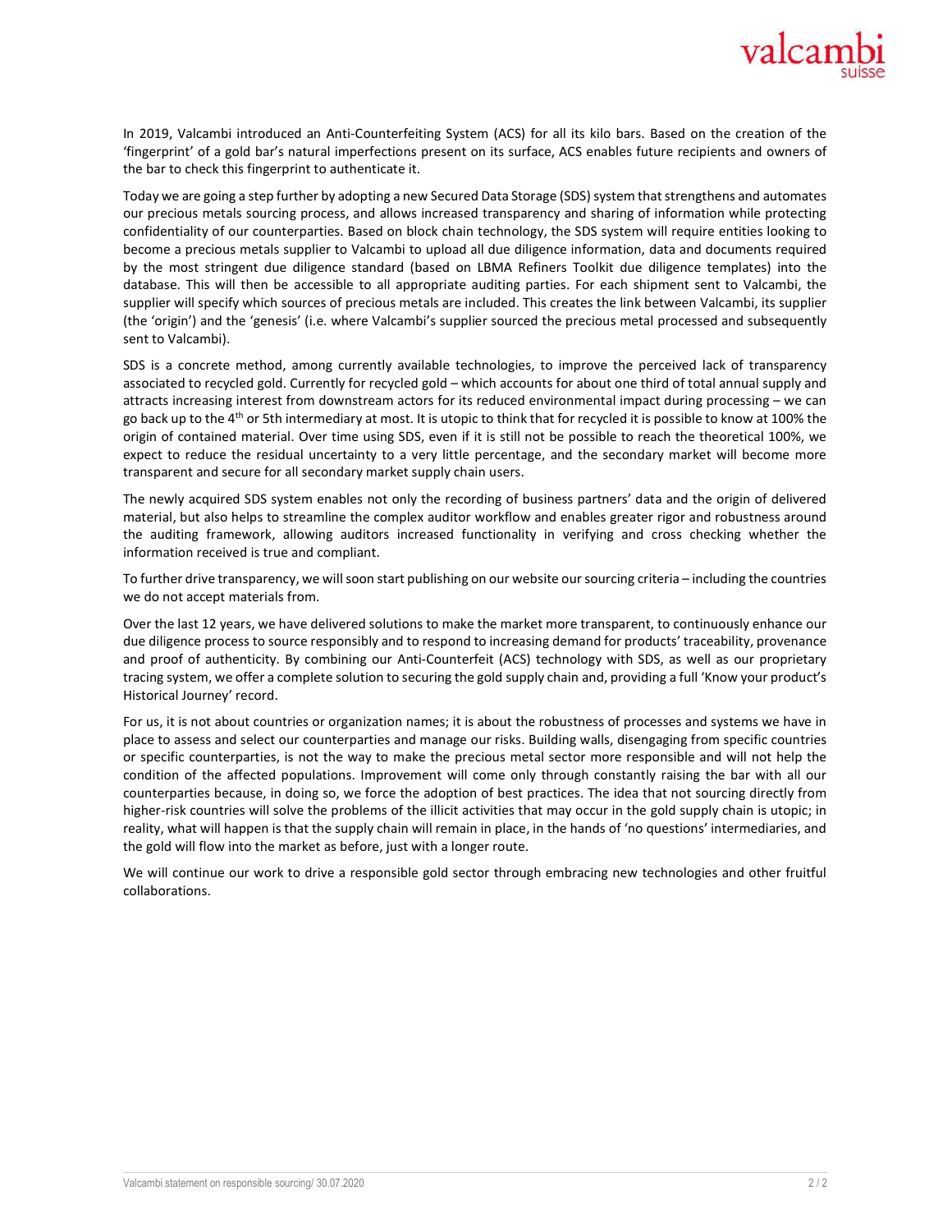In 2019, Valcambi introduced an Anti-Counterfeiting System (ACS) for all its kilo bars. Based on the creation of the 'fingerprint' of a gold bar's natural imperfections present on its surface, ACS enables future recipients and owners of the bar to check this fingerprint to authenticate it.

Today we are going a step further by adopting a new Secured Data Storage (SDS) system that strengthens and automates our precious metals sourcing process, and allows increased transparency and sharing of information while protecting confidentiality of our counterparties. Based on block chain technology, the SDS system will require entities looking to become a precious metals supplier to Valcambi to upload all due diligence information, data and documents required by the most stringent due diligence standard (based on LBMA Refiners Toolkit due diligence templates) into the database. This will then be accessible to all appropriate auditing parties. For each shipment sent to Valcambi, the supplier will specify which sources of precious metals are included. This creates the link between Valcambi, its supplier (the 'origin') and the 'genesis' (i.e. where Valcambi's supplier sourced the precious metal processed and subsequently sent to Valcambi).

SDS is a concrete method, among currently available technologies, to improve the perceived lack of transparency associated to recycled gold. Currently for recycled gold – which accounts for about one third of total annual supply and attracts increasing interest from downstream actors for its reduced environmental impact during processing – we can go back up to the 4th or 5th intermediary at most. It is utopic to think that for recycled it is possible to know at 100% the origin of contained material. Over time using SDS, even if it is still not be possible to reach the theoretical 100%, we expect to reduce the residual uncertainty to a very little percentage, and the secondary market will become more transparent and secure for all secondary market supply chain users.

The newly acquired SDS system enables not only the recording of business partners' data and the origin of delivered material, but also helps to streamline the complex auditor workflow and enables greater rigor and robustness around the auditing framework, allowing auditors increased functionality in verifying and cross checking whether the information received is true and compliant.

To further drive transparency, we will soon start publishing on our website our sourcing criteria – including the countries we do not accept materials from.

Over the last 12 years, we have delivered solutions to make the market more transparent, to continuously enhance our due diligence process to source responsibly and to respond to increasing demand for products' traceability, provenance and proof of authenticity. By combining our Anti-Counterfeit (ACS) technology with SDS, as well as our proprietary tracing system, we offer a complete solution to securing the gold supply chain and, providing a full 'Know your product's Historical Journey' record.

For us, it is not about countries or organization names; it is about the robustness of processes and systems we have in place to assess and select our counterparties and manage our risks. Building walls, disengaging from specific countries or specific counterparties, is not the way to make the precious metal sector more responsible and will not help the condition of the affected populations. Improvement will come only through constantly raising the bar with all our counterparties because, in doing so, we force the adoption of best practices. The idea that not sourcing directly from higher-risk countries will solve the problems of the illicit activities that may occur in the gold supply chain is utopic; in reality, what will happen is that the supply chain will remain in place, in the hands of 'no questions' intermediaries, and the gold will flow into the market as before, just with a longer route.

We will continue our work to drive a responsible gold sector through embracing new technologies and other fruitful collaborations.